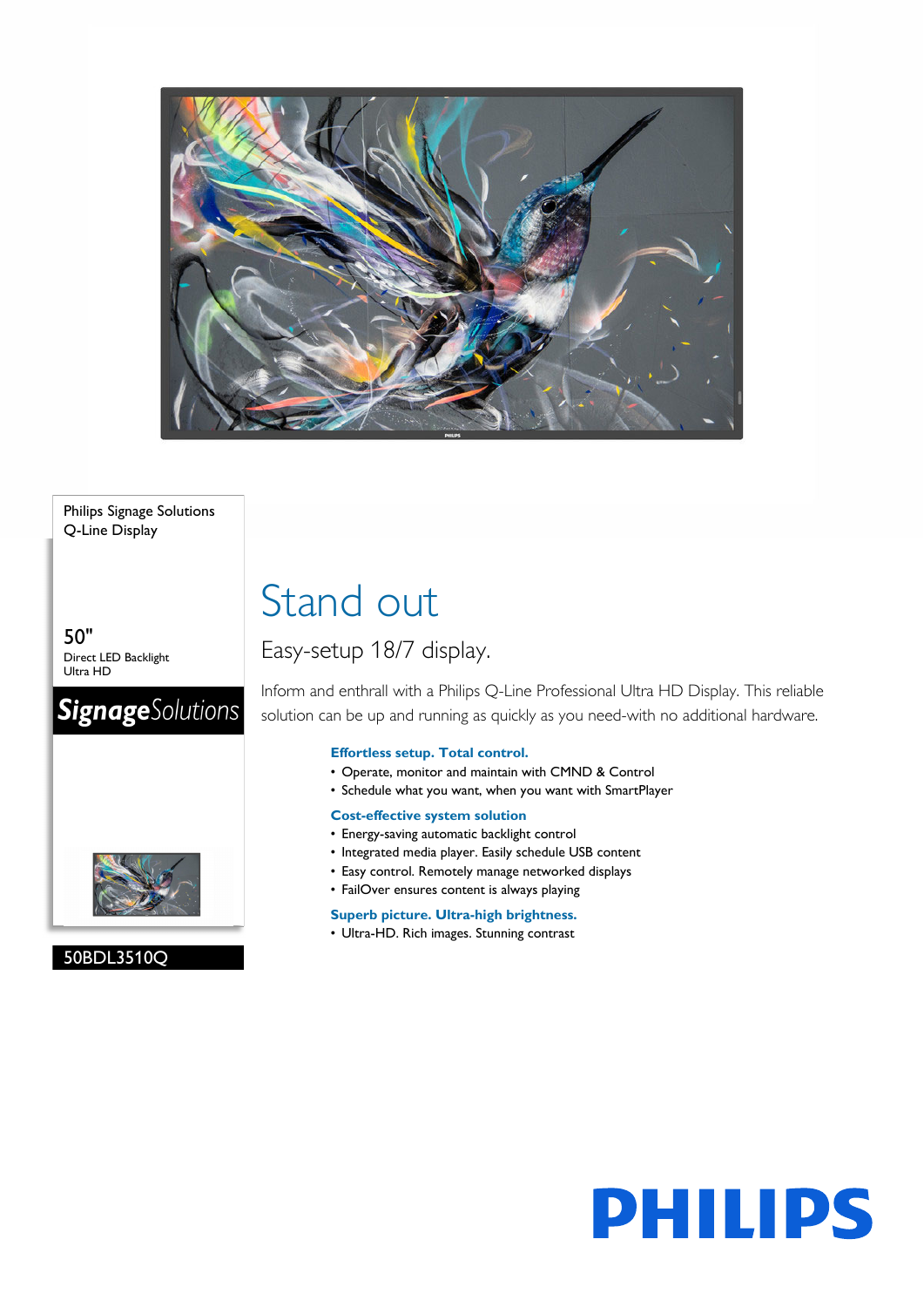Philips Signage Solutions
Q-Line Display

50"
Direct LED Backlight
Ultra HD

**Signage**Solutions

50BDL3510Q

# Stand out

## Easy-setup 18/7 display.

Inform and enthrall with a Philips Q-Line Professional Ultra HD Display. This reliable solution can be up and running as quickly as you need-with no additional hardware.

### Effortless setup. Total control.

- Operate, monitor and maintain with CMND & Control
- Schedule what you want, when you want with SmartPlayer

### Cost-effective system solution

- Energy-saving automatic backlight control
- Integrated media player. Easily schedule USB content
- Easy control. Remotely manage networked displays
- FailOver ensures content is always playing

### Superb picture. Ultra-high brightness.

- Ultra-HD. Rich images. Stunning contrast

PHILIPS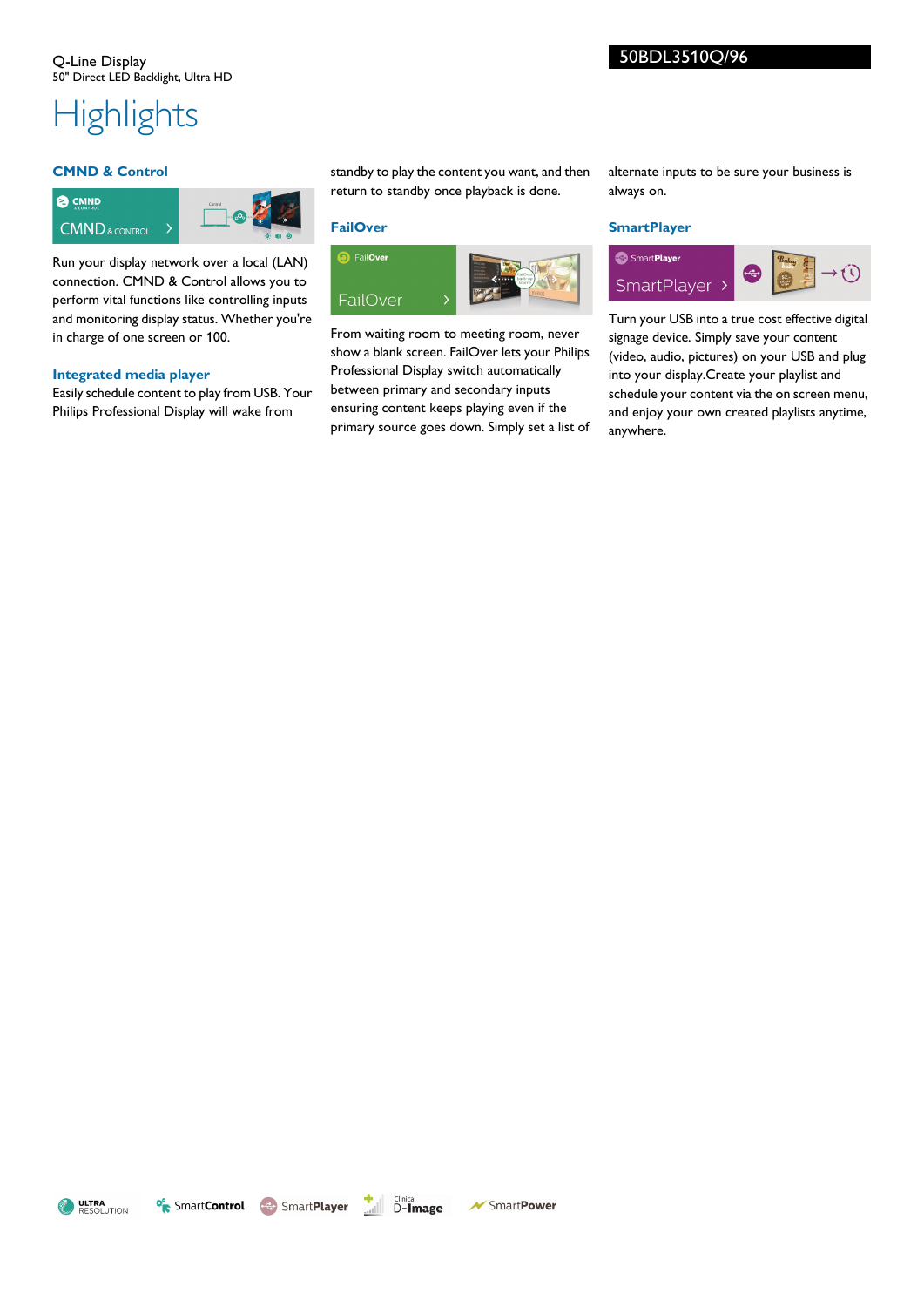Q-Line Display
50" Direct LED Backlight, Ultra HD

50BDL3510Q/96

# Highlights

### CMND & Control

Run your display network over a local (LAN) connection. CMND & Control allows you to perform vital functions like controlling inputs and monitoring display status. Whether you're in charge of one screen or 100.

### Integrated media player

Easily schedule content to play from USB. Your Philips Professional Display will wake from standby to play the content you want, and then return to standby once playback is done.

### FailOver

From waiting room to meeting room, never show a blank screen. FailOver lets your Philips Professional Display switch automatically between primary and secondary inputs ensuring content keeps playing even if the primary source goes down. Simply set a list of alternate inputs to be sure your business is always on.

### SmartPlayer

Turn your USB into a true cost effective digital signage device. Simply save your content (video, audio, pictures) on your USB and plug into your display.Create your playlist and schedule your content via the on screen menu, and enjoy your own created playlists anytime, anywhere.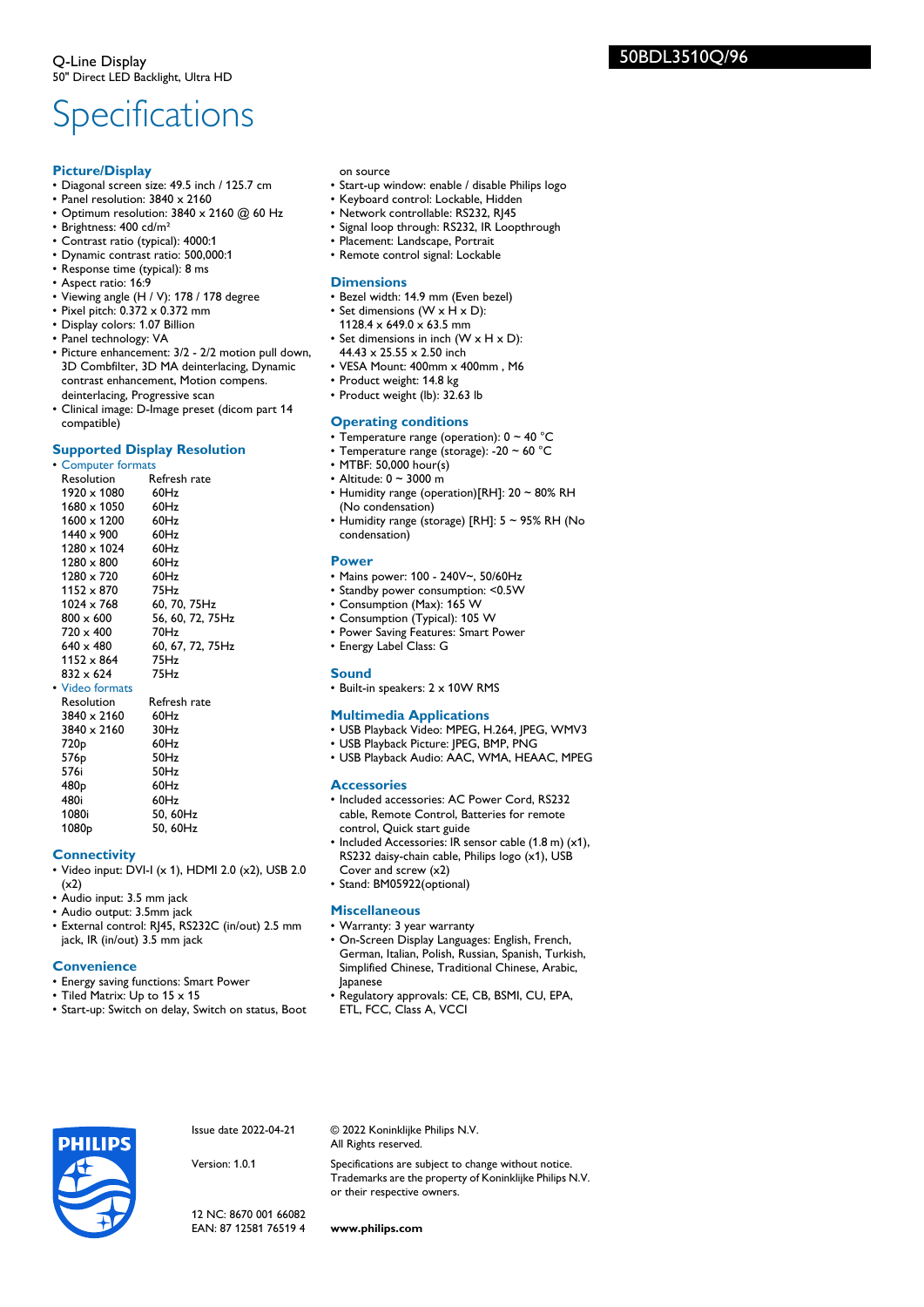Q-Line Display
50" Direct LED Backlight, Ultra HD

50BDL3510Q/96

# Specifications

## Picture/Display

- Diagonal screen size: 49.5 inch / 125.7 cm
- Panel resolution: 3840 x 2160
- Optimum resolution: 3840 x 2160 @ 60 Hz
- Brightness: 400 cd/m²
- Contrast ratio (typical): 4000:1
- Dynamic contrast ratio: 500,000:1
- Response time (typical): 8 ms
- Aspect ratio: 16:9
- Viewing angle (H / V): 178 / 178 degree
- Pixel pitch: 0.372 x 0.372 mm
- Display colors: 1.07 Billion
- Panel technology: VA
- Picture enhancement: 3/2 - 2/2 motion pull down, 3D Combfilter, 3D MA deinterlacing, Dynamic contrast enhancement, Motion compens. deinterlacing, Progressive scan
- Clinical image: D-Image preset (dicom part 14 compatible)

## Supported Display Resolution

- Computer formats

| Resolution | Refresh rate |
|---|---|
| 1920 x 1080 | 60Hz |
| 1680 x 1050 | 60Hz |
| 1600 x 1200 | 60Hz |
| 1440 x 900 | 60Hz |
| 1280 x 1024 | 60Hz |
| 1280 x 800 | 60Hz |
| 1280 x 720 | 60Hz |
| 1152 x 870 | 75Hz |
| 1024 x 768 | 60, 70, 75Hz |
| 800 x 600 | 56, 60, 72, 75Hz |
| 720 x 400 | 70Hz |
| 640 x 480 | 60, 67, 72, 75Hz |
| 1152 x 864 | 75Hz |
| 832 x 624 | 75Hz |

- Video formats

| Resolution | Refresh rate |
|---|---|
| 3840 x 2160 | 60Hz |
| 3840 x 2160 | 30Hz |
| 720p | 60Hz |
| 576p | 50Hz |
| 576i | 50Hz |
| 480p | 60Hz |
| 480i | 60Hz |
| 1080i | 50, 60Hz |
| 1080p | 50, 60Hz |

## Connectivity

- Video input: DVI-I (x 1), HDMI 2.0 (x2), USB 2.0 (x2)
- Audio input: 3.5 mm jack
- Audio output: 3.5mm jack
- External control: RJ45, RS232C (in/out) 2.5 mm jack, IR (in/out) 3.5 mm jack

## Convenience

- Energy saving functions: Smart Power
- Tiled Matrix: Up to 15 x 15
- Start-up: Switch on delay, Switch on status, Boot on source
- Start-up window: enable / disable Philips logo
- Keyboard control: Lockable, Hidden
- Network controllable: RS232, RJ45
- Signal loop through: RS232, IR Loopthrough
- Placement: Landscape, Portrait
- Remote control signal: Lockable

## Dimensions

- Bezel width: 14.9 mm (Even bezel)
- Set dimensions (W x H x D): 1128.4 x 649.0 x 63.5 mm
- Set dimensions in inch (W x H x D): 44.43 x 25.55 x 2.50 inch
- VESA Mount: 400mm x 400mm , M6
- Product weight: 14.8 kg
- Product weight (lb): 32.63 lb

## Operating conditions

- Temperature range (operation): 0 ~ 40 °C
- Temperature range (storage): -20 ~ 60 °C
- MTBF: 50,000 hour(s)
- Altitude: 0 ~ 3000 m
- Humidity range (operation)[RH]: 20 ~ 80% RH (No condensation)
- Humidity range (storage) [RH]: 5 ~ 95% RH (No condensation)

## Power

- Mains power: 100 - 240V~, 50/60Hz
- Standby power consumption: <0.5W
- Consumption (Max): 165 W
- Consumption (Typical): 105 W
- Power Saving Features: Smart Power
- Energy Label Class: G

## Sound

- Built-in speakers: 2 x 10W RMS

## Multimedia Applications

- USB Playback Video: MPEG, H.264, JPEG, WMV3
- USB Playback Picture: JPEG, BMP, PNG
- USB Playback Audio: AAC, WMA, HEAAC, MPEG

## Accessories

- Included accessories: AC Power Cord, RS232 cable, Remote Control, Batteries for remote control, Quick start guide
- Included Accessories: IR sensor cable (1.8 m) (x1), RS232 daisy-chain cable, Philips logo (x1), USB Cover and screw (x2)
- Stand: BM05922(optional)

## Miscellaneous

- Warranty: 3 year warranty
- On-Screen Display Languages: English, French, German, Italian, Polish, Russian, Spanish, Turkish, Simplified Chinese, Traditional Chinese, Arabic, Japanese
- Regulatory approvals: CE, CB, BSMI, CU, EPA, ETL, FCC, Class A, VCCI

Issue date 2022-04-21

Version: 1.0.1

12 NC: 8670 001 66082
EAN: 87 12581 76519 4

© 2022 Koninklijke Philips N.V.
All Rights reserved.

Specifications are subject to change without notice. Trademarks are the property of Koninklijke Philips N.V. or their respective owners.

**www.philips.com**